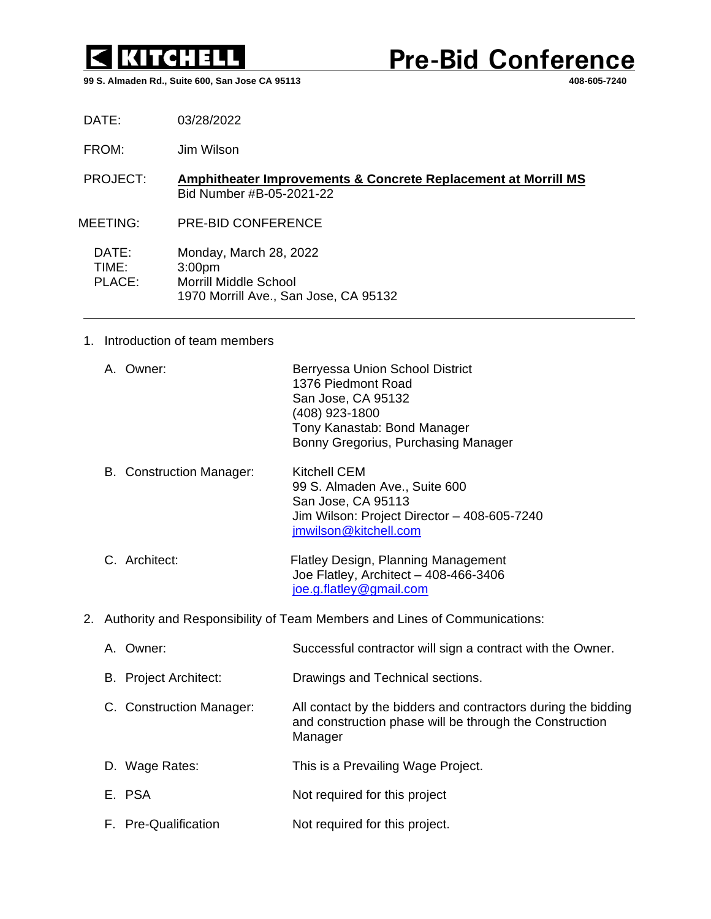**KITCHELL**

99 S. Almaden Rd., Suite 600, San Jose CA 95113

# Pre-Bid Conference

408-605-7240

DATE: 03/28/2022

FROM: Jim Wilson

PROJECT: **Amphitheater Improvements & Concrete Replacement at Morrill MS**
Bid Number #B-05-2021-22

MEETING: PRE-BID CONFERENCE

DATE: Monday, March 28, 2022
TIME: 3:00pm
PLACE: Morrill Middle School
1970 Morrill Ave., San Jose, CA 95132

---

1. Introduction of team members

   A. Owner:
      Berryessa Union School District
      1376 Piedmont Road
      San Jose, CA 95132
      (408) 923-1800
      Tony Kanastab: Bond Manager
      Bonny Gregorius, Purchasing Manager

   B. Construction Manager:
      Kitchell CEM
      99 S. Almaden Ave., Suite 600
      San Jose, CA 95113
      Jim Wilson: Project Director – 408-605-7240
      jmwilson@kitchell.com

   C. Architect:
      Flatley Design, Planning Management
      Joe Flatley, Architect – 408-466-3406
      joe.g.flatley@gmail.com

2. Authority and Responsibility of Team Members and Lines of Communications:

   A. Owner: Successful contractor will sign a contract with the Owner.

   B. Project Architect: Drawings and Technical sections.

   C. Construction Manager: All contact by the bidders and contractors during the bidding and construction phase will be through the Construction Manager

   D. Wage Rates: This is a Prevailing Wage Project.

   E. PSA Not required for this project

   F. Pre-Qualification Not required for this project.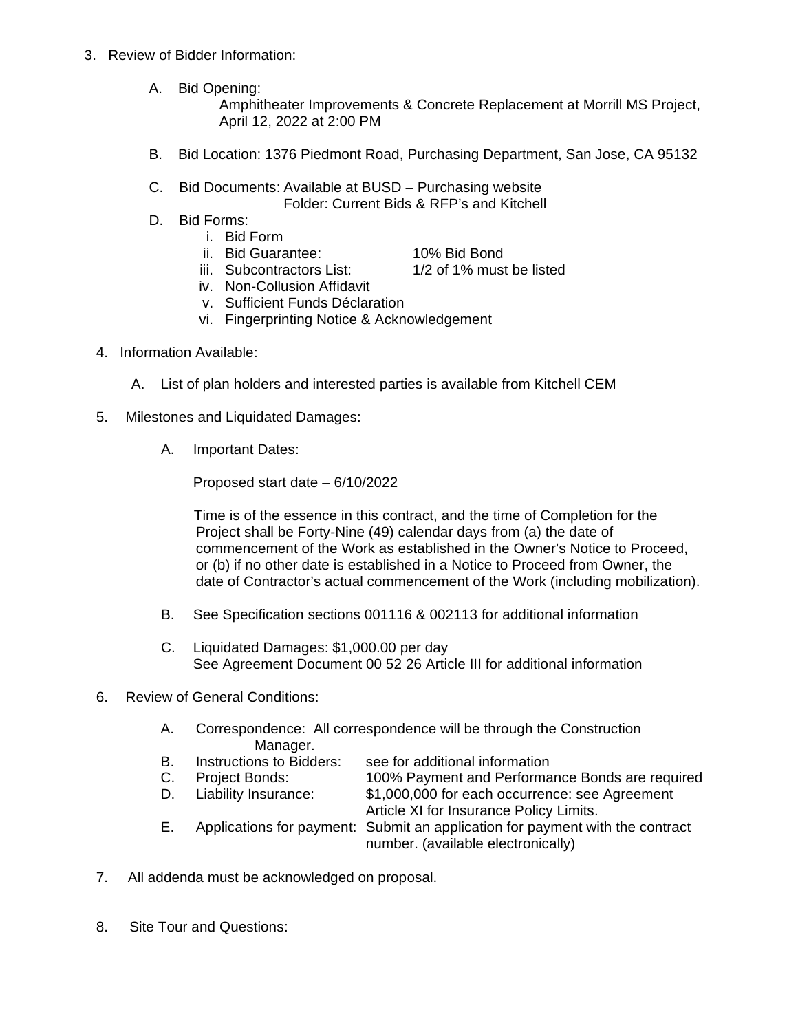3. Review of Bidder Information:

   A. Bid Opening:
      Amphitheater Improvements & Concrete Replacement at Morrill MS Project, April 12, 2022 at 2:00 PM

   B. Bid Location: 1376 Piedmont Road, Purchasing Department, San Jose, CA 95132

   C. Bid Documents: Available at BUSD – Purchasing website
      Folder: Current Bids & RFP's and Kitchell

   D. Bid Forms:
      i. Bid Form
      ii. Bid Guarantee: 10% Bid Bond
      iii. Subcontractors List: 1/2 of 1% must be listed
      iv. Non-Collusion Affidavit
      v. Sufficient Funds Déclaration
      vi. Fingerprinting Notice & Acknowledgement

4. Information Available:

   A. List of plan holders and interested parties is available from Kitchell CEM

5. Milestones and Liquidated Damages:

   A. Important Dates:

      Proposed start date – 6/10/2022

      Time is of the essence in this contract, and the time of Completion for the Project shall be Forty-Nine (49) calendar days from (a) the date of commencement of the Work as established in the Owner's Notice to Proceed, or (b) if no other date is established in a Notice to Proceed from Owner, the date of Contractor's actual commencement of the Work (including mobilization).

   B. See Specification sections 001116 & 002113 for additional information

   C. Liquidated Damages: $1,000.00 per day
      See Agreement Document 00 52 26 Article III for additional information

6. Review of General Conditions:

   A. Correspondence: All correspondence will be through the Construction Manager.
   B. Instructions to Bidders: see for additional information
   C. Project Bonds: 100% Payment and Performance Bonds are required
   D. Liability Insurance: $1,000,000 for each occurrence: see Agreement Article XI for Insurance Policy Limits.
   E. Applications for payment: Submit an application for payment with the contract number. (available electronically)

7. All addenda must be acknowledged on proposal.

8. Site Tour and Questions: